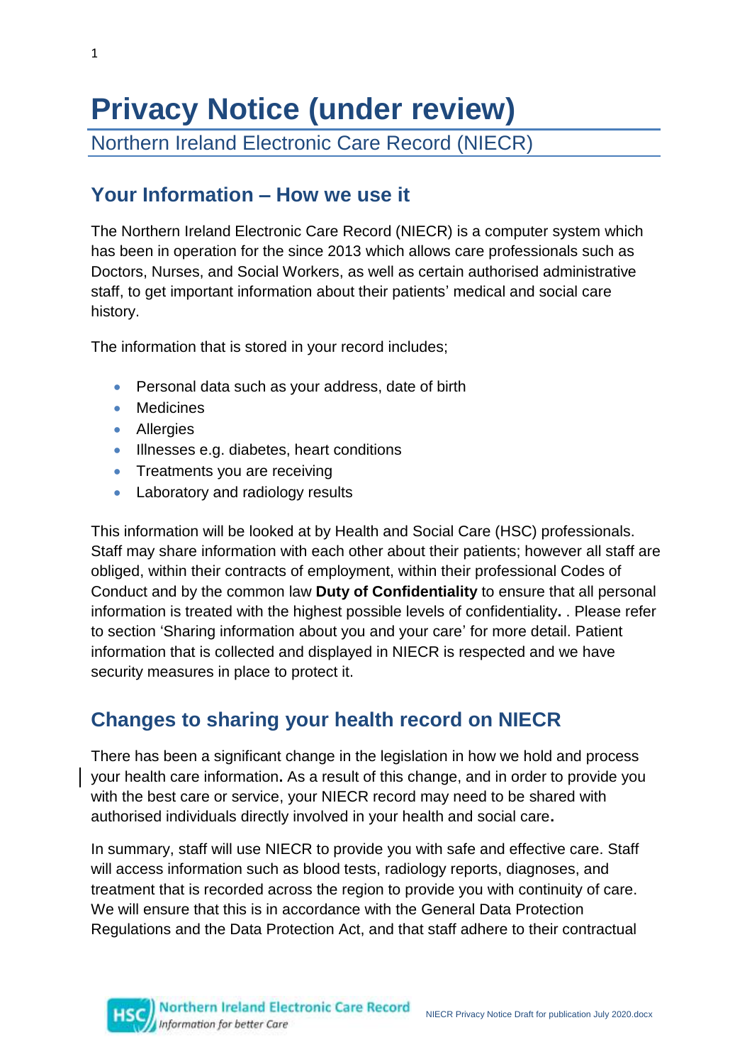# Privacy Notice (under review)

Northern Ireland Electronic Care Record (NIECR)

## Your Information – How we use it

The Northern Ireland Electronic Care Record (NIECR) is a computer system which has been in operation for the since 2013 which allows care professionals such as Doctors, Nurses, and Social Workers, as well as certain authorised administrative staff, to get important information about their patients' medical and social care history.

The information that is stored in your record includes;

- Personal data such as your address, date of birth
- Medicines
- Allergies
- Illnesses e.g. diabetes, heart conditions
- Treatments you are receiving
- Laboratory and radiology results

This information will be looked at by Health and Social Care (HSC) professionals. Staff may share information with each other about their patients; however all staff are obliged, within their contracts of employment, within their professional Codes of Conduct and by the common law **Duty of Confidentiality** to ensure that all personal information is treated with the highest possible levels of confidentiality**.** . Please refer to section 'Sharing information about you and your care' for more detail. Patient information that is collected and displayed in NIECR is respected and we have security measures in place to protect it.

## Changes to sharing your health record on NIECR

There has been a significant change in the legislation in how we hold and process your health care information**.** As a result of this change, and in order to provide you with the best care or service, your NIECR record may need to be shared with authorised individuals directly involved in your health and social care**.**

In summary, staff will use NIECR to provide you with safe and effective care. Staff will access information such as blood tests, radiology reports, diagnoses, and treatment that is recorded across the region to provide you with continuity of care. We will ensure that this is in accordance with the General Data Protection Regulations and the Data Protection Act, and that staff adhere to their contractual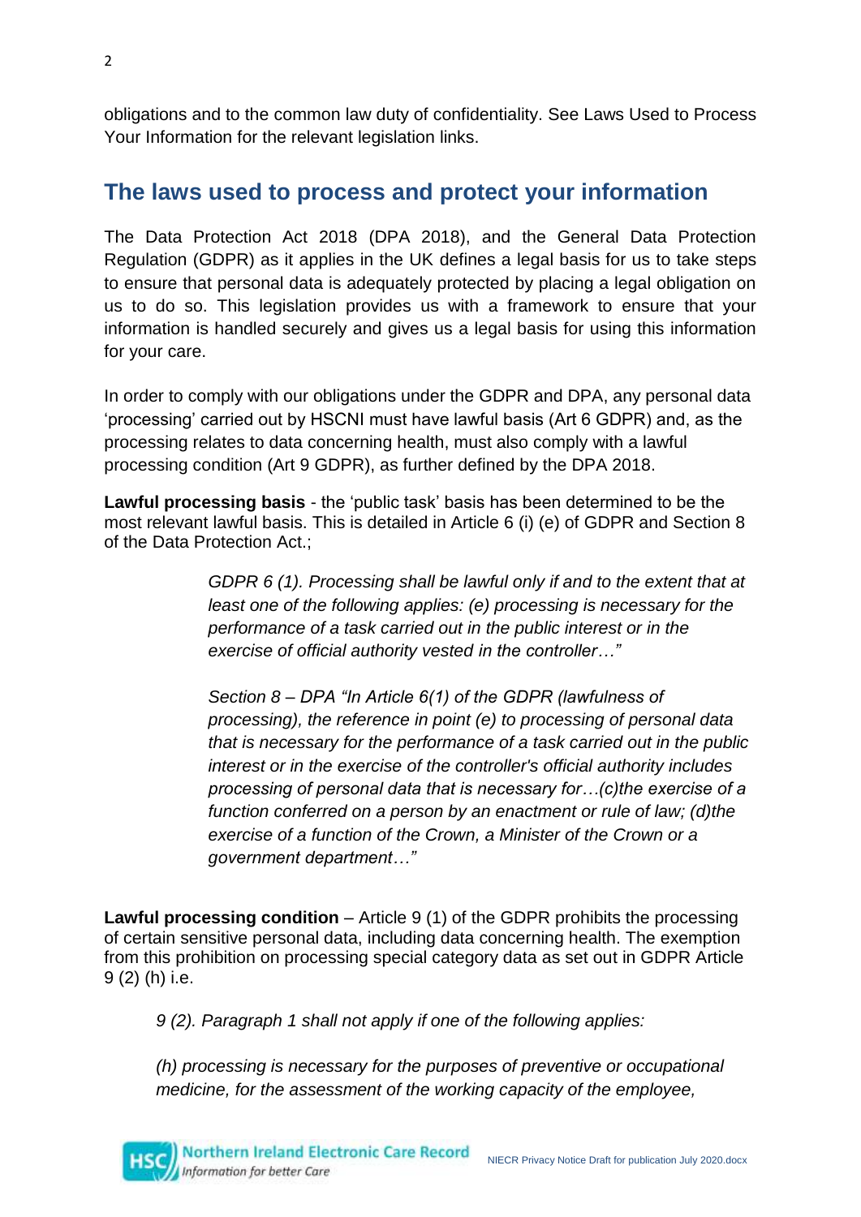obligations and to the common law duty of confidentiality. See Laws Used to Process Your Information for the relevant legislation links.

## The laws used to process and protect your information

The Data Protection Act 2018 (DPA 2018), and the General Data Protection Regulation (GDPR) as it applies in the UK defines a legal basis for us to take steps to ensure that personal data is adequately protected by placing a legal obligation on us to do so. This legislation provides us with a framework to ensure that your information is handled securely and gives us a legal basis for using this information for your care.

In order to comply with our obligations under the GDPR and DPA, any personal data 'processing' carried out by HSCNI must have lawful basis (Art 6 GDPR) and, as the processing relates to data concerning health, must also comply with a lawful processing condition (Art 9 GDPR), as further defined by the DPA 2018.

**Lawful processing basis** - the 'public task' basis has been determined to be the most relevant lawful basis. This is detailed in Article 6 (i) (e) of GDPR and Section 8 of the Data Protection Act.;

> *GDPR 6 (1). Processing shall be lawful only if and to the extent that at least one of the following applies: (e) processing is necessary for the performance of a task carried out in the public interest or in the exercise of official authority vested in the controller…"*
>
> *Section 8 – DPA "In Article 6(1) of the GDPR (lawfulness of processing), the reference in point (e) to processing of personal data that is necessary for the performance of a task carried out in the public interest or in the exercise of the controller's official authority includes processing of personal data that is necessary for…(c)the exercise of a function conferred on a person by an enactment or rule of law; (d)the exercise of a function of the Crown, a Minister of the Crown or a government department…"*

**Lawful processing condition** – Article 9 (1) of the GDPR prohibits the processing of certain sensitive personal data, including data concerning health. The exemption from this prohibition on processing special category data as set out in GDPR Article 9 (2) (h) i.e.

> *9 (2). Paragraph 1 shall not apply if one of the following applies:*
>
> *(h) processing is necessary for the purposes of preventive or occupational medicine, for the assessment of the working capacity of the employee,*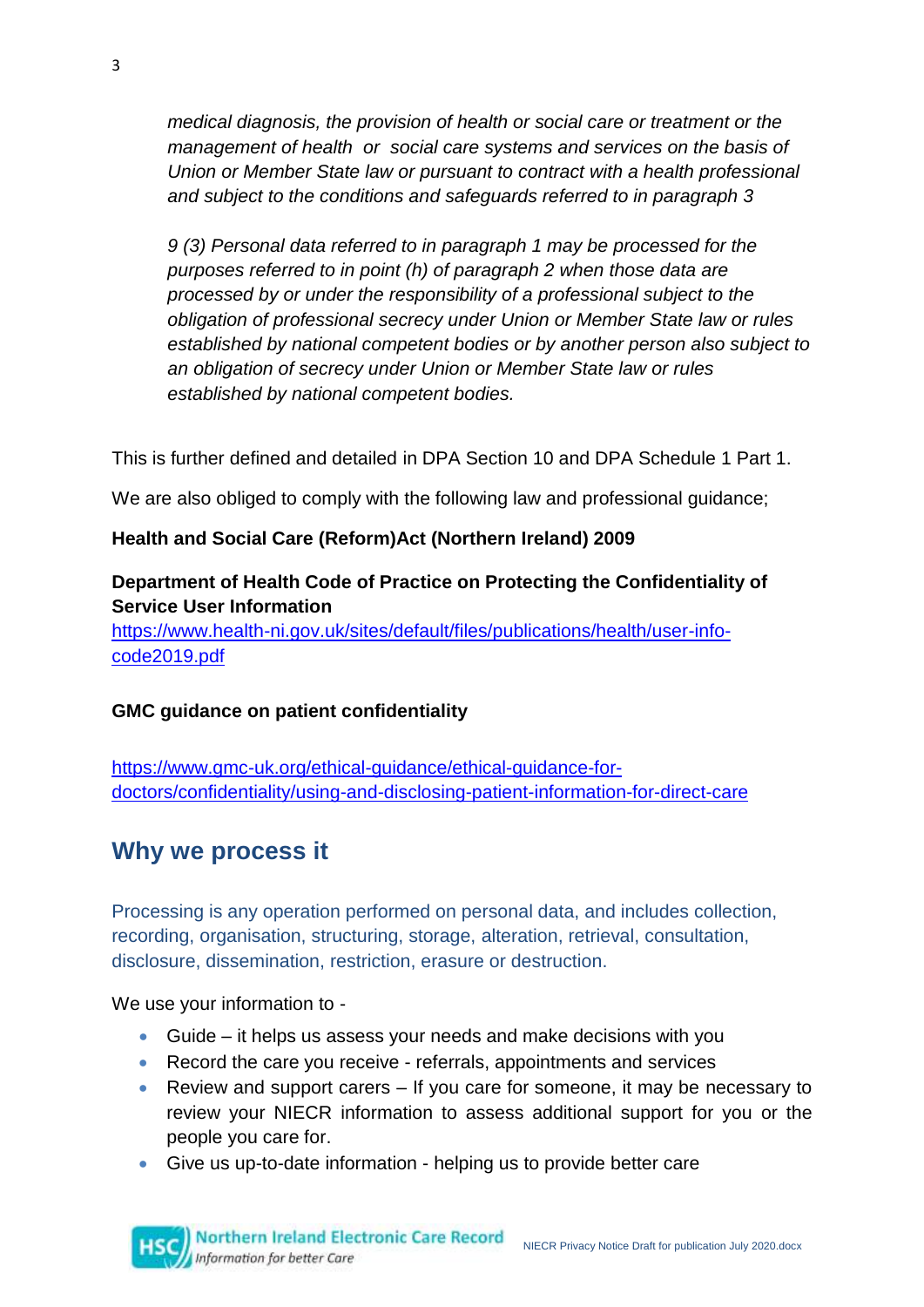*medical diagnosis, the provision of health or social care or treatment or the management of health or social care systems and services on the basis of Union or Member State law or pursuant to contract with a health professional and subject to the conditions and safeguards referred to in paragraph 3*

*9 (3) Personal data referred to in paragraph 1 may be processed for the purposes referred to in point (h) of paragraph 2 when those data are processed by or under the responsibility of a professional subject to the obligation of professional secrecy under Union or Member State law or rules established by national competent bodies or by another person also subject to an obligation of secrecy under Union or Member State law or rules established by national competent bodies.*

This is further defined and detailed in DPA Section 10 and DPA Schedule 1 Part 1.

We are also obliged to comply with the following law and professional guidance;

**Health and Social Care (Reform)Act (Northern Ireland) 2009**

**Department of Health Code of Practice on Protecting the Confidentiality of Service User Information**
https://www.health-ni.gov.uk/sites/default/files/publications/health/user-info-code2019.pdf

**GMC guidance on patient confidentiality**

https://www.gmc-uk.org/ethical-guidance/ethical-guidance-for-doctors/confidentiality/using-and-disclosing-patient-information-for-direct-care

## Why we process it

Processing is any operation performed on personal data, and includes collection, recording, organisation, structuring, storage, alteration, retrieval, consultation, disclosure, dissemination, restriction, erasure or destruction.

We use your information to -

- Guide – it helps us assess your needs and make decisions with you
- Record the care you receive - referrals, appointments and services
- Review and support carers – If you care for someone, it may be necessary to review your NIECR information to assess additional support for you or the people you care for.
- Give us up-to-date information - helping us to provide better care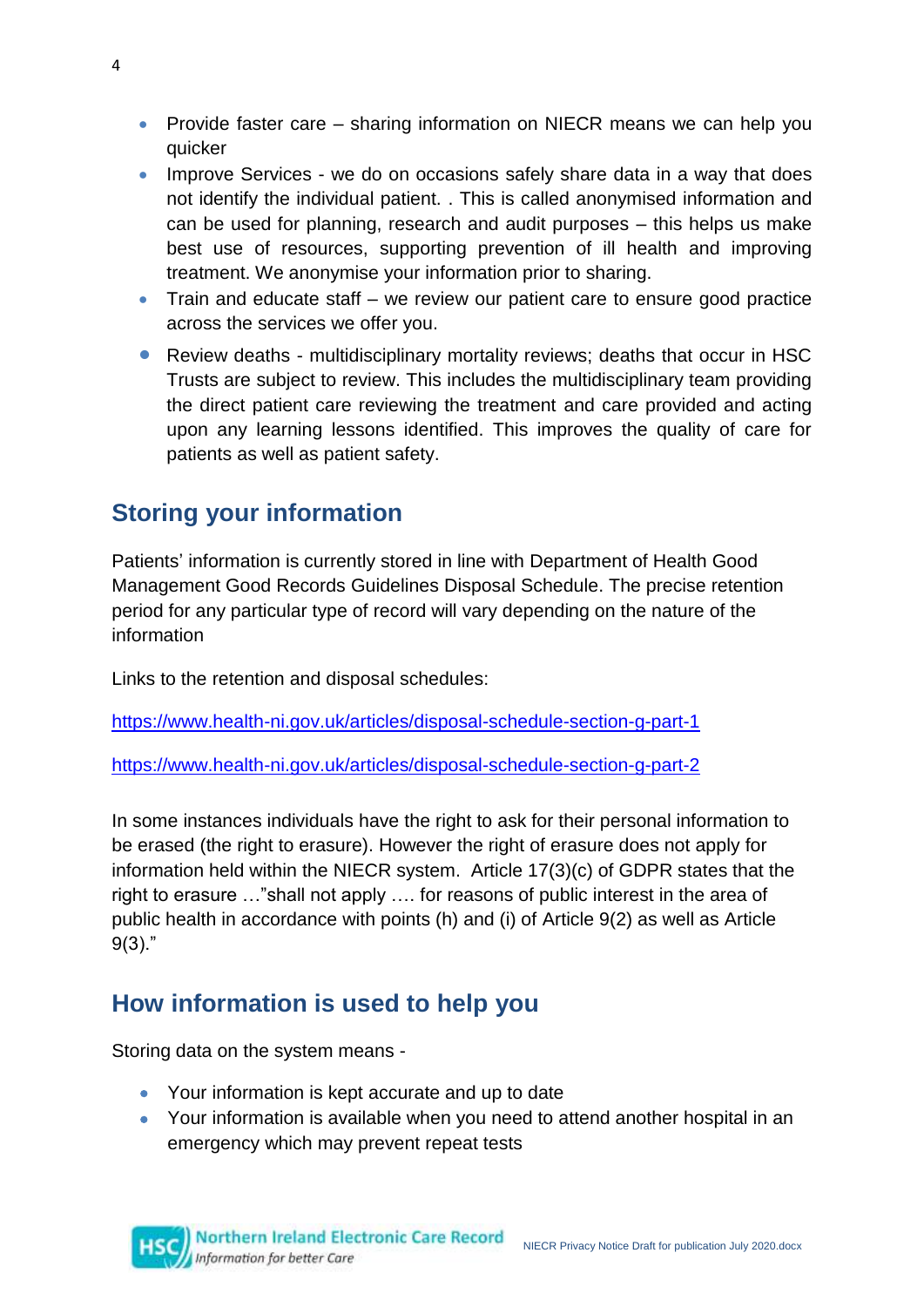- Provide faster care – sharing information on NIECR means we can help you quicker
- Improve Services - we do on occasions safely share data in a way that does not identify the individual patient. . This is called anonymised information and can be used for planning, research and audit purposes – this helps us make best use of resources, supporting prevention of ill health and improving treatment. We anonymise your information prior to sharing.
- Train and educate staff – we review our patient care to ensure good practice across the services we offer you.
- Review deaths - multidisciplinary mortality reviews; deaths that occur in HSC Trusts are subject to review. This includes the multidisciplinary team providing the direct patient care reviewing the treatment and care provided and acting upon any learning lessons identified. This improves the quality of care for patients as well as patient safety.

## Storing your information

Patients' information is currently stored in line with Department of Health Good Management Good Records Guidelines Disposal Schedule. The precise retention period for any particular type of record will vary depending on the nature of the information

Links to the retention and disposal schedules:

https://www.health-ni.gov.uk/articles/disposal-schedule-section-g-part-1

https://www.health-ni.gov.uk/articles/disposal-schedule-section-g-part-2

In some instances individuals have the right to ask for their personal information to be erased (the right to erasure). However the right of erasure does not apply for information held within the NIECR system. Article 17(3)(c) of GDPR states that the right to erasure …"shall not apply …. for reasons of public interest in the area of public health in accordance with points (h) and (i) of Article 9(2) as well as Article 9(3)."

## How information is used to help you

Storing data on the system means -

- Your information is kept accurate and up to date
- Your information is available when you need to attend another hospital in an emergency which may prevent repeat tests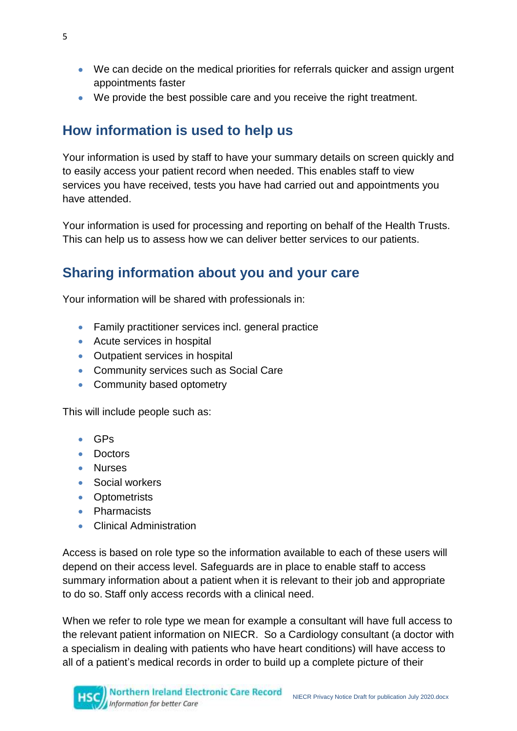- We can decide on the medical priorities for referrals quicker and assign urgent appointments faster
- We provide the best possible care and you receive the right treatment.

## How information is used to help us

Your information is used by staff to have your summary details on screen quickly and to easily access your patient record when needed. This enables staff to view services you have received, tests you have had carried out and appointments you have attended.

Your information is used for processing and reporting on behalf of the Health Trusts. This can help us to assess how we can deliver better services to our patients.

## Sharing information about you and your care

Your information will be shared with professionals in:

- Family practitioner services incl. general practice
- Acute services in hospital
- Outpatient services in hospital
- Community services such as Social Care
- Community based optometry

This will include people such as:

- GPs
- Doctors
- Nurses
- Social workers
- Optometrists
- Pharmacists
- Clinical Administration

Access is based on role type so the information available to each of these users will depend on their access level. Safeguards are in place to enable staff to access summary information about a patient when it is relevant to their job and appropriate to do so. Staff only access records with a clinical need.

When we refer to role type we mean for example a consultant will have full access to the relevant patient information on NIECR. So a Cardiology consultant (a doctor with a specialism in dealing with patients who have heart conditions) will have access to all of a patient's medical records in order to build up a complete picture of their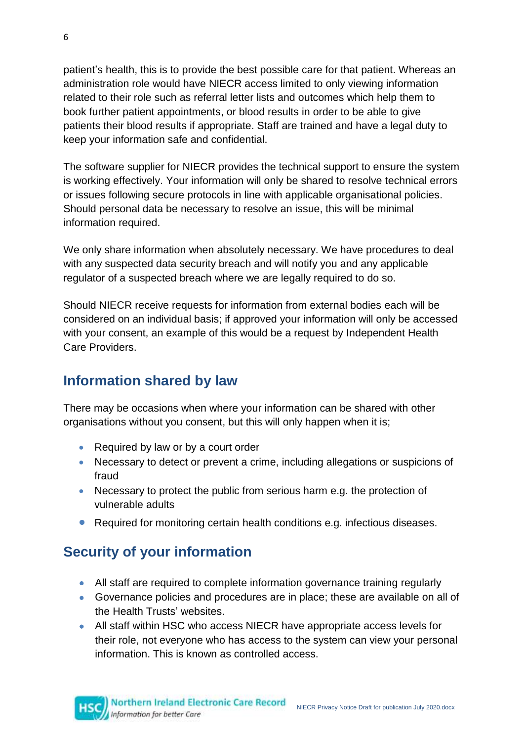patient's health, this is to provide the best possible care for that patient. Whereas an administration role would have NIECR access limited to only viewing information related to their role such as referral letter lists and outcomes which help them to book further patient appointments, or blood results in order to be able to give patients their blood results if appropriate. Staff are trained and have a legal duty to keep your information safe and confidential.

The software supplier for NIECR provides the technical support to ensure the system is working effectively. Your information will only be shared to resolve technical errors or issues following secure protocols in line with applicable organisational policies. Should personal data be necessary to resolve an issue, this will be minimal information required.

We only share information when absolutely necessary. We have procedures to deal with any suspected data security breach and will notify you and any applicable regulator of a suspected breach where we are legally required to do so.

Should NIECR receive requests for information from external bodies each will be considered on an individual basis; if approved your information will only be accessed with your consent, an example of this would be a request by Independent Health Care Providers.

## Information shared by law

There may be occasions when where your information can be shared with other organisations without you consent, but this will only happen when it is;

- Required by law or by a court order
- Necessary to detect or prevent a crime, including allegations or suspicions of fraud
- Necessary to protect the public from serious harm e.g. the protection of vulnerable adults
- Required for monitoring certain health conditions e.g. infectious diseases.

## Security of your information

- All staff are required to complete information governance training regularly
- Governance policies and procedures are in place; these are available on all of the Health Trusts' websites.
- All staff within HSC who access NIECR have appropriate access levels for their role, not everyone who has access to the system can view your personal information. This is known as controlled access.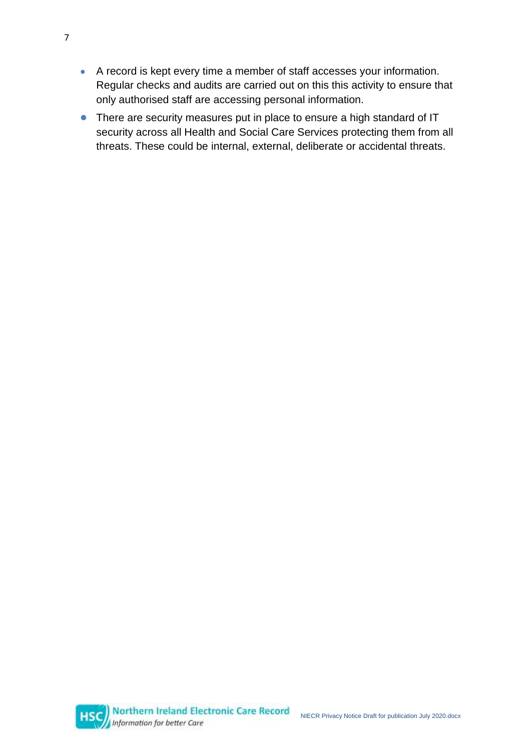- A record is kept every time a member of staff accesses your information. Regular checks and audits are carried out on this this activity to ensure that only authorised staff are accessing personal information.
- There are security measures put in place to ensure a high standard of IT security across all Health and Social Care Services protecting them from all threats. These could be internal, external, deliberate or accidental threats.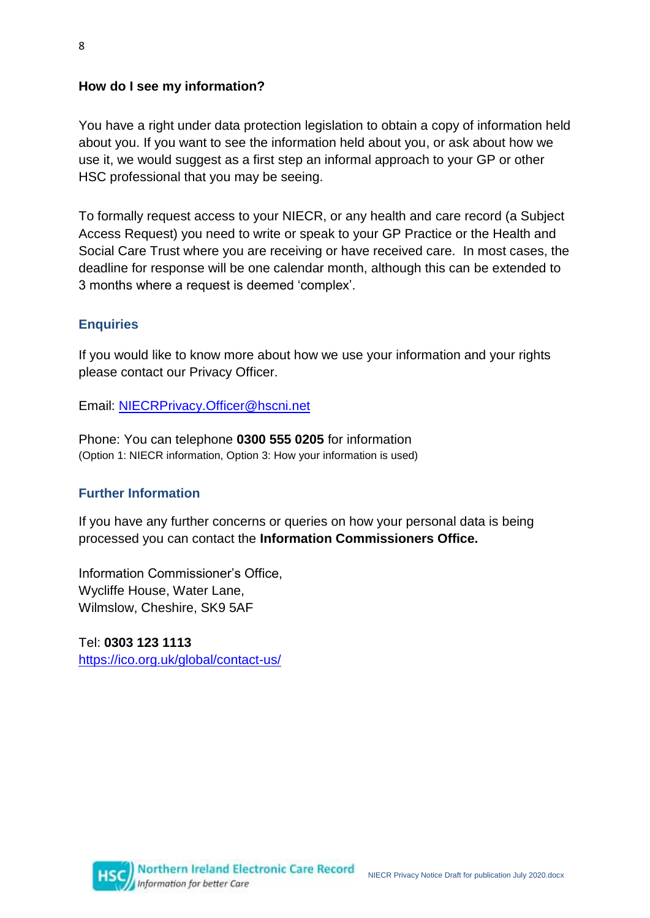**How do I see my information?**

You have a right under data protection legislation to obtain a copy of information held about you. If you want to see the information held about you, or ask about how we use it, we would suggest as a first step an informal approach to your GP or other HSC professional that you may be seeing.

To formally request access to your NIECR, or any health and care record (a Subject Access Request) you need to write or speak to your GP Practice or the Health and Social Care Trust where you are receiving or have received care. In most cases, the deadline for response will be one calendar month, although this can be extended to 3 months where a request is deemed 'complex'.

## Enquiries

If you would like to know more about how we use your information and your rights please contact our Privacy Officer.

Email: NIECRPrivacy.Officer@hscni.net

Phone: You can telephone **0300 555 0205** for information
(Option 1: NIECR information, Option 3: How your information is used)

## Further Information

If you have any further concerns or queries on how your personal data is being processed you can contact the **Information Commissioners Office.**

Information Commissioner's Office,
Wycliffe House, Water Lane,
Wilmslow, Cheshire, SK9 5AF

Tel: **0303 123 1113**
https://ico.org.uk/global/contact-us/